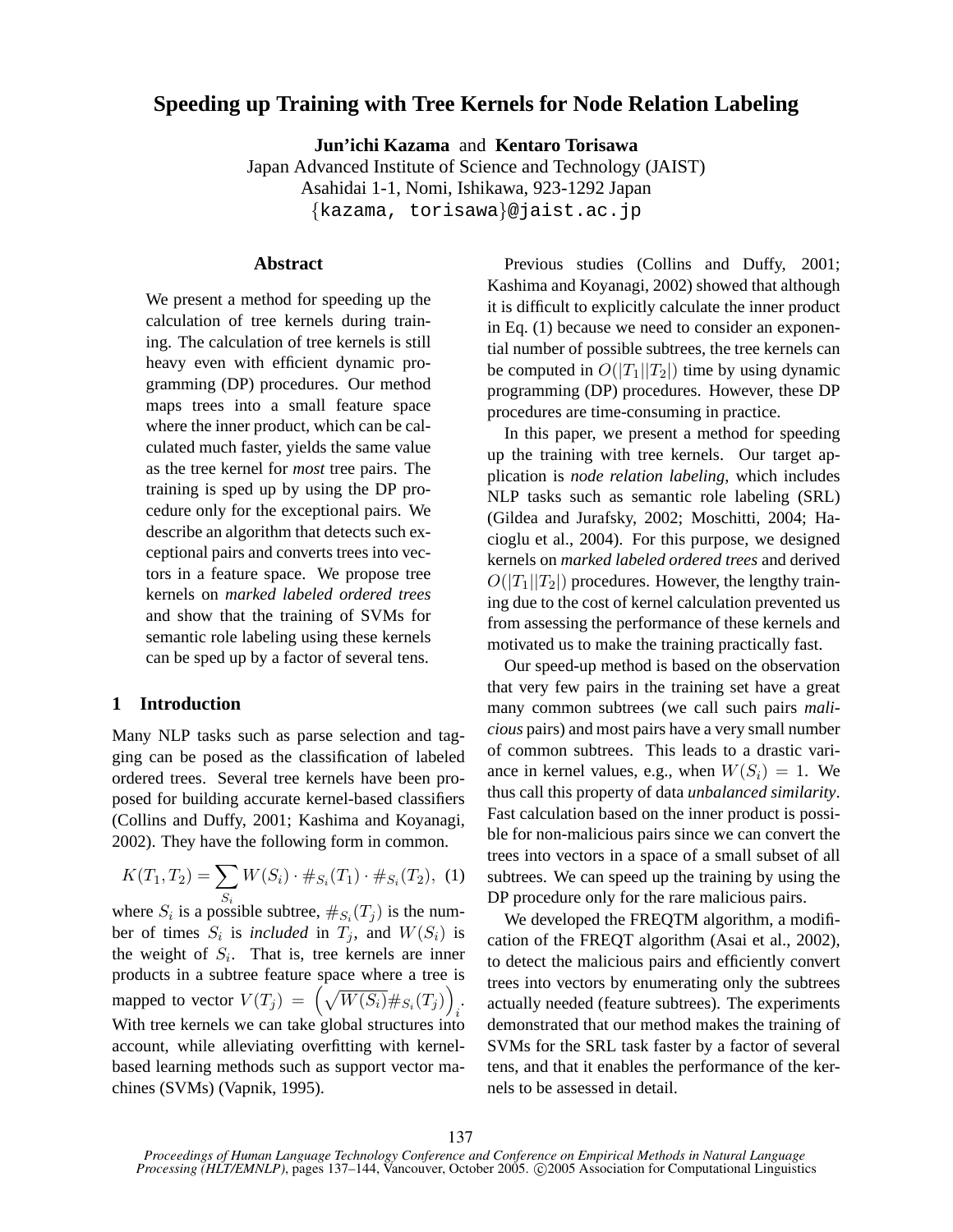# Speeding up Training with Tree Kernels for Node Relation Labeling

**Jun'ichi Kazama** and **Kentaro Torisawa**
Japan Advanced Institute of Science and Technology (JAIST)
Asahidai 1-1, Nomi, Ishikawa, 923-1292 Japan
{kazama, torisawa}@jaist.ac.jp

## Abstract

We present a method for speeding up the calculation of tree kernels during training. The calculation of tree kernels is still heavy even with efficient dynamic programming (DP) procedures. Our method maps trees into a small feature space where the inner product, which can be calculated much faster, yields the same value as the tree kernel for *most* tree pairs. The training is sped up by using the DP procedure only for the exceptional pairs. We describe an algorithm that detects such exceptional pairs and converts trees into vectors in a feature space. We propose tree kernels on *marked labeled ordered trees* and show that the training of SVMs for semantic role labeling using these kernels can be sped up by a factor of several tens.

## 1 Introduction

Many NLP tasks such as parse selection and tagging can be posed as the classification of labeled ordered trees. Several tree kernels have been proposed for building accurate kernel-based classifiers (Collins and Duffy, 2001; Kashima and Koyanagi, 2002). They have the following form in common.

$$K(T_1, T_2) = \sum_{S_i} W(S_i) \cdot \#_{S_i}(T_1) \cdot \#_{S_i}(T_2), \quad (1)$$

where $S_i$ is a possible subtree, $\#_{S_i}(T_j)$ is the number of times $S_i$ is *included* in $T_j$, and $W(S_i)$ is the weight of $S_i$. That is, tree kernels are inner products in a subtree feature space where a tree is mapped to vector $V(T_j) = \left(\sqrt{W(S_i)}\#_{S_i}(T_j)\right)_i$. With tree kernels we can take global structures into account, while alleviating overfitting with kernel-based learning methods such as support vector machines (SVMs) (Vapnik, 1995).

Previous studies (Collins and Duffy, 2001; Kashima and Koyanagi, 2002) showed that although it is difficult to explicitly calculate the inner product in Eq. (1) because we need to consider an exponential number of possible subtrees, the tree kernels can be computed in $O(|T_1||T_2|)$ time by using dynamic programming (DP) procedures. However, these DP procedures are time-consuming in practice.

In this paper, we present a method for speeding up the training with tree kernels. Our target application is *node relation labeling*, which includes NLP tasks such as semantic role labeling (SRL) (Gildea and Jurafsky, 2002; Moschitti, 2004; Hacioglu et al., 2004). For this purpose, we designed kernels on *marked labeled ordered trees* and derived $O(|T_1||T_2|)$ procedures. However, the lengthy training due to the cost of kernel calculation prevented us from assessing the performance of these kernels and motivated us to make the training practically fast.

Our speed-up method is based on the observation that very few pairs in the training set have a great many common subtrees (we call such pairs *malicious* pairs) and most pairs have a very small number of common subtrees. This leads to a drastic variance in kernel values, e.g., when $W(S_i) = 1$. We thus call this property of data *unbalanced similarity*. Fast calculation based on the inner product is possible for non-malicious pairs since we can convert the trees into vectors in a space of a small subset of all subtrees. We can speed up the training by using the DP procedure only for the rare malicious pairs.

We developed the FREQTM algorithm, a modification of the FREQT algorithm (Asai et al., 2002), to detect the malicious pairs and efficiently convert trees into vectors by enumerating only the subtrees actually needed (feature subtrees). The experiments demonstrated that our method makes the training of SVMs for the SRL task faster by a factor of several tens, and that it enables the performance of the kernels to be assessed in detail.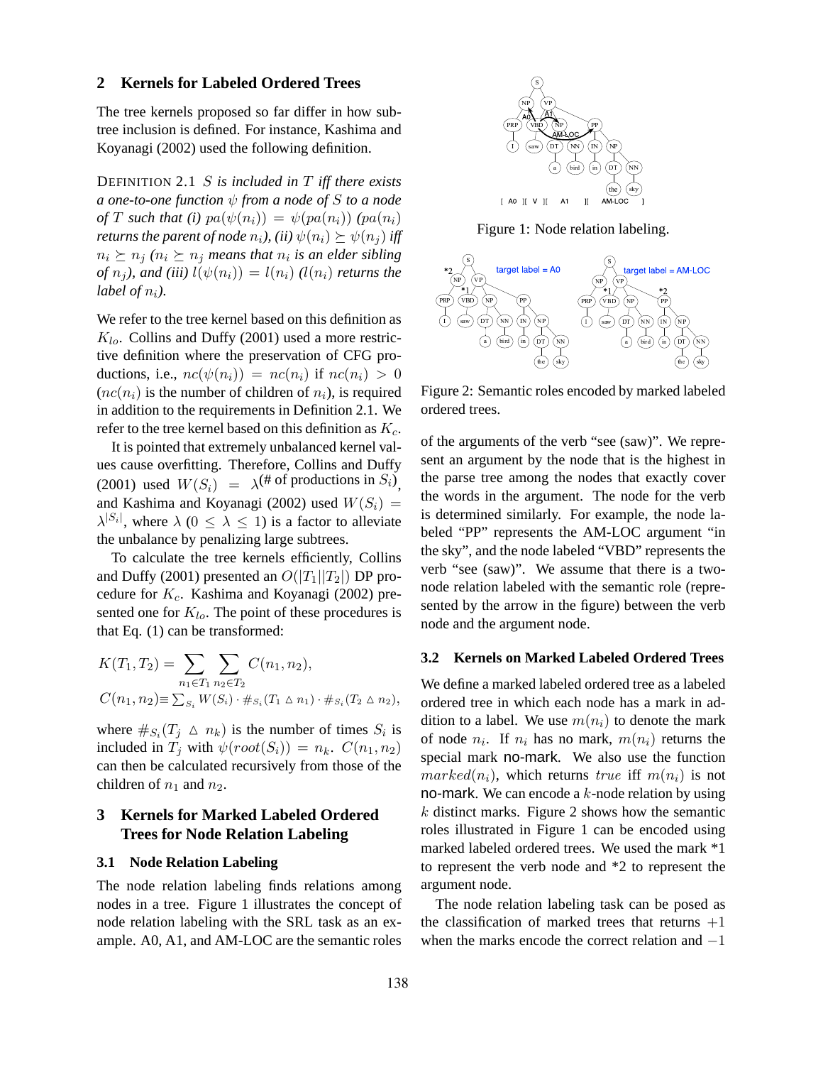## 2 Kernels for Labeled Ordered Trees

The tree kernels proposed so far differ in how subtree inclusion is defined. For instance, Kashima and Koyanagi (2002) used the following definition.

DEFINITION 2.1 *$S$ is included in $T$ iff there exists a one-to-one function $\psi$ from a node of $S$ to a node of $T$ such that (i) $pa(\psi(n_i)) = \psi(pa(n_i))$ ($pa(n_i)$ returns the parent of node $n_i$), (ii) $\psi(n_i) \succeq \psi(n_j)$ iff $n_i \succeq n_j$ ($n_i \succeq n_j$ means that $n_i$ is an elder sibling of $n_j$), and (iii) $l(\psi(n_i)) = l(n_i)$ ($l(n_i)$ returns the label of $n_i$).*

We refer to the tree kernel based on this definition as $K_{lo}$. Collins and Duffy (2001) used a more restrictive definition where the preservation of CFG productions, i.e., $nc(\psi(n_i)) = nc(n_i)$ if $nc(n_i) > 0$ ($nc(n_i)$ is the number of children of $n_i$), is required in addition to the requirements in Definition 2.1. We refer to the tree kernel based on this definition as $K_c$.

It is pointed that extremely unbalanced kernel values cause overfitting. Therefore, Collins and Duffy (2001) used $W(S_i) = \lambda^{(\text{\# of productions in } S_i)}$, and Kashima and Koyanagi (2002) used $W(S_i) = \lambda^{|S_i|}$, where $\lambda$ ($0 \leq \lambda \leq 1$) is a factor to alleviate the unbalance by penalizing large subtrees.

To calculate the tree kernels efficiently, Collins and Duffy (2001) presented an $O(|T_1||T_2|)$ DP procedure for $K_c$. Kashima and Koyanagi (2002) presented one for $K_{lo}$. The point of these procedures is that Eq. (1) can be transformed:

$$K(T_1, T_2) = \sum_{n_1 \in T_1} \sum_{n_2 \in T_2} C(n_1, n_2),$$

$$C(n_1, n_2) \equiv \sum_{S_i} W(S_i) \cdot \#_{S_i}(T_1 \triangle n_1) \cdot \#_{S_i}(T_2 \triangle n_2),$$

where $\#_{S_i}(T_j \triangle n_k)$ is the number of times $S_i$ is included in $T_j$ with $\psi(root(S_i)) = n_k$. $C(n_1, n_2)$ can then be calculated recursively from those of the children of $n_1$ and $n_2$.

## 3 Kernels for Marked Labeled Ordered Trees for Node Relation Labeling

### 3.1 Node Relation Labeling

The node relation labeling finds relations among nodes in a tree. Figure 1 illustrates the concept of node relation labeling with the SRL task as an example. A0, A1, and AM-LOC are the semantic roles of the arguments of the verb "see (saw)". We represent an argument by the node that is the highest in the parse tree among the nodes that exactly cover the words in the argument. The node for the verb is determined similarly. For example, the node labeled "PP" represents the AM-LOC argument "in the sky", and the node labeled "VBD" represents the verb "see (saw)". We assume that there is a two-node relation labeled with the semantic role (represented by the arrow in the figure) between the verb node and the argument node.

Figure 1: Node relation labeling.

Figure 2: Semantic roles encoded by marked labeled ordered trees.

### 3.2 Kernels on Marked Labeled Ordered Trees

We define a marked labeled ordered tree as a labeled ordered tree in which each node has a mark in addition to a label. We use $m(n_i)$ to denote the mark of node $n_i$. If $n_i$ has no mark, $m(n_i)$ returns the special mark no-mark. We also use the function $marked(n_i)$, which returns $true$ iff $m(n_i)$ is not no-mark. We can encode a $k$-node relation by using $k$ distinct marks. Figure 2 shows how the semantic roles illustrated in Figure 1 can be encoded using marked labeled ordered trees. We used the mark *1 to represent the verb node and *2 to represent the argument node.

The node relation labeling task can be posed as the classification of marked trees that returns $+1$ when the marks encode the correct relation and $-1$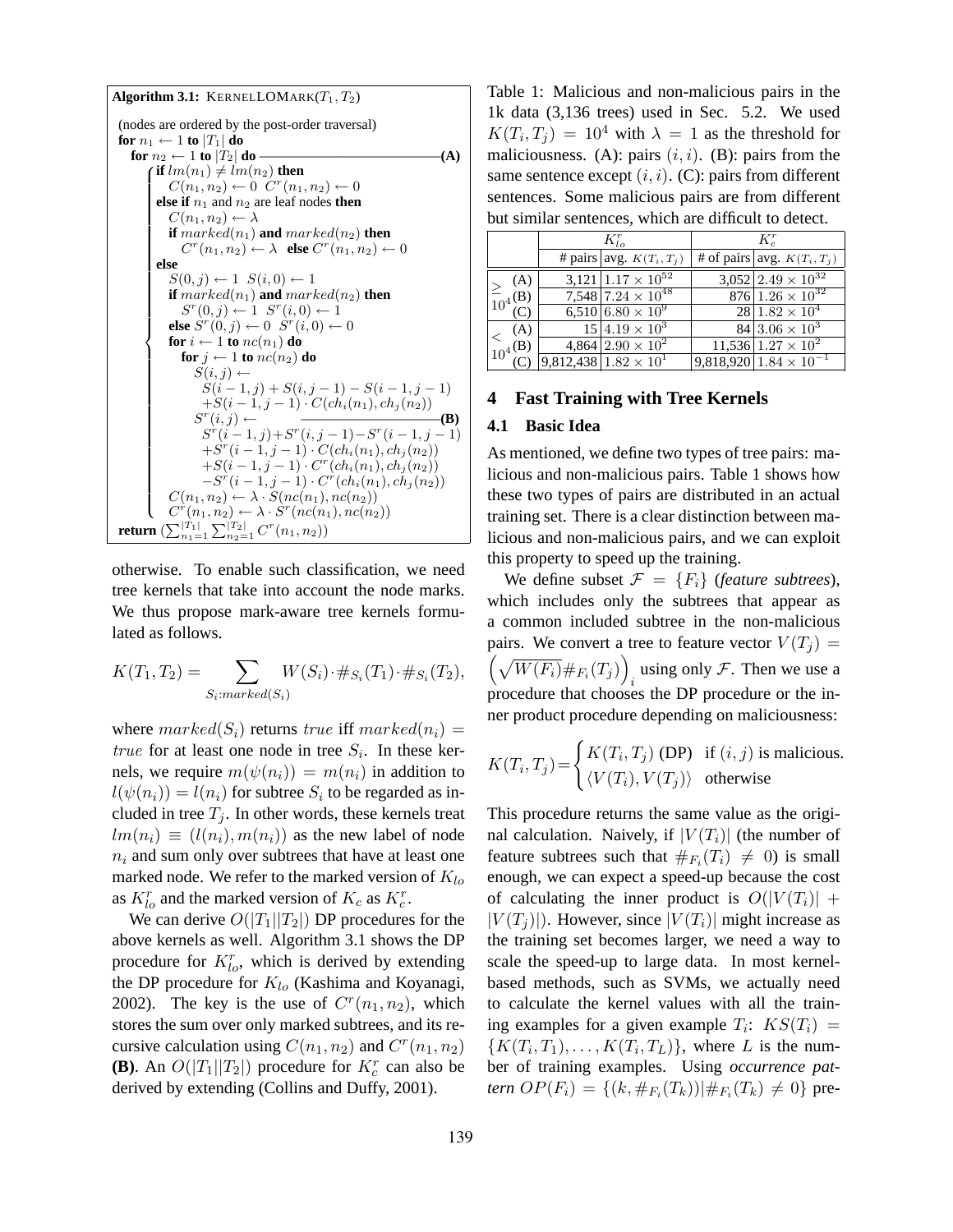**Algorithm 3.1:** KernelLOMark($T_1, T_2$)

```
(nodes are ordered by the post-order traversal)
for n1 ← 1 to |T1| do
  for n2 ← 1 to |T2| do ──────────────────────(A)
    if lm(n1) ≠ lm(n2) then
      C(n1, n2) ← 0  C^r(n1, n2) ← 0
    else if n1 and n2 are leaf nodes then
      C(n1, n2) ← λ
      if marked(n1) and marked(n2) then
        C^r(n1, n2) ← λ  else C^r(n1, n2) ← 0
    else
      S(0, j) ← 1  S(i, 0) ← 1
      if marked(n1) and marked(n2) then
        S^r(0, j) ← 1  S^r(i, 0) ← 1
      else S^r(0, j) ← 0  S^r(i, 0) ← 0
      for i ← 1 to nc(n1) do
        for j ← 1 to nc(n2) do
          S(i, j) ←
            S(i−1, j) + S(i, j−1) − S(i−1, j−1)
            + S(i−1, j−1) · C(ch_i(n1), ch_j(n2))
          S^r(i, j) ← ──────────────────(B)
            S^r(i−1, j) + S^r(i, j−1) − S^r(i−1, j−1)
            + S^r(i−1, j−1) · C(ch_i(n1), ch_j(n2))
            + S(i−1, j−1) · C^r(ch_i(n1), ch_j(n2))
            − S^r(i−1, j−1) · C^r(ch_i(n1), ch_j(n2))
      C(n1, n2) ← λ · S(nc(n1), nc(n2))
      C^r(n1, n2) ← λ · S^r(nc(n1), nc(n2))
return (Σ_{n1=1}^{|T1|} Σ_{n2=1}^{|T2|} C^r(n1, n2))
```

otherwise. To enable such classification, we need tree kernels that take into account the node marks. We thus propose mark-aware tree kernels formulated as follows.

$$K(T_1, T_2) = \sum_{S_i: marked(S_i)} W(S_i) \cdot \#_{S_i}(T_1) \cdot \#_{S_i}(T_2),$$

where $marked(S_i)$ returns $true$ iff $marked(n_i) = true$ for at least one node in tree $S_i$. In these kernels, we require $m(\psi(n_i)) = m(n_i)$ in addition to $l(\psi(n_i)) = l(n_i)$ for subtree $S_i$ to be regarded as included in tree $T_j$. In other words, these kernels treat $lm(n_i) \equiv (l(n_i), m(n_i))$ as the new label of node $n_i$ and sum only over subtrees that have at least one marked node. We refer to the marked version of $K_{lo}$ as $K^r_{lo}$ and the marked version of $K_c$ as $K^r_c$.

We can derive $O(|T_1||T_2|)$ DP procedures for the above kernels as well. Algorithm 3.1 shows the DP procedure for $K^r_{lo}$, which is derived by extending the DP procedure for $K_{lo}$ (Kashima and Koyanagi, 2002). The key is the use of $C^r(n_1, n_2)$, which stores the sum over only marked subtrees, and its recursive calculation using $C(n_1, n_2)$ and $C^r(n_1, n_2)$ **(B)**. An $O(|T_1||T_2|)$ procedure for $K^r_c$ can also be derived by extending (Collins and Duffy, 2001).

Table 1: Malicious and non-malicious pairs in the 1k data (3,136 trees) used in Sec. 5.2. We used $K(T_i, T_j) = 10^4$ with $\lambda = 1$ as the threshold for maliciousness. (A): pairs $(i, i)$. (B): pairs from the same sentence except $(i, i)$. (C): pairs from different sentences. Some malicious pairs are from different but similar sentences, which are difficult to detect.

| | | $K^r_{lo}$ | | $K^r_c$ | |
|---|---|---|---|---|---|
| | | # pairs | avg. $K(T_i, T_j)$ | # of pairs | avg. $K(T_i, T_j)$ |
| $\geq 10^4$ | (A) | 3,121 | $1.17 \times 10^{52}$ | 3,052 | $2.49 \times 10^{32}$ |
| | (B) | 7,548 | $7.24 \times 10^{48}$ | 876 | $1.26 \times 10^{32}$ |
| | (C) | 6,510 | $6.80 \times 10^{9}$ | 28 | $1.82 \times 10^{4}$ |
| $< 10^4$ | (A) | 15 | $4.19 \times 10^{3}$ | 84 | $3.06 \times 10^{3}$ |
| | (B) | 4,864 | $2.90 \times 10^{2}$ | 11,536 | $1.27 \times 10^{2}$ |
| | (C) | 9,812,438 | $1.82 \times 10^{1}$ | 9,818,920 | $1.84 \times 10^{-1}$ |

## 4 Fast Training with Tree Kernels

### 4.1 Basic Idea

As mentioned, we define two types of tree pairs: malicious and non-malicious pairs. Table 1 shows how these two types of pairs are distributed in an actual training set. There is a clear distinction between malicious and non-malicious pairs, and we can exploit this property to speed up the training.

We define subset $\mathcal{F} = \{F_i\}$ (*feature subtrees*), which includes only the subtrees that appear as a common included subtree in the non-malicious pairs. We convert a tree to feature vector $V(T_j) = \left(\sqrt{W(F_i)}\#_{F_i}(T_j)\right)_i$ using only $\mathcal{F}$. Then we use a procedure that chooses the DP procedure or the inner product procedure depending on maliciousness:

$$K(T_i, T_j) = \begin{cases} K(T_i, T_j) \text{ (DP)} & \text{if } (i, j) \text{ is malicious.} \\ \langle V(T_i), V(T_j) \rangle & \text{otherwise} \end{cases}$$

This procedure returns the same value as the original calculation. Naively, if $|V(T_i)|$ (the number of feature subtrees such that $\#_{F_i}(T_i) \neq 0$) is small enough, we can expect a speed-up because the cost of calculating the inner product is $O(|V(T_i)| + |V(T_j)|)$. However, since $|V(T_i)|$ might increase as the training set becomes larger, we need a way to scale the speed-up to large data. In most kernel-based methods, such as SVMs, we actually need to calculate the kernel values with all the training examples for a given example $T_i$: $KS(T_i) = \{K(T_i, T_1), \ldots, K(T_i, T_L)\}$, where $L$ is the number of training examples. Using *occurrence pattern* $OP(F_i) = \{(k, \#_{F_i}(T_k)) | \#_{F_i}(T_k) \neq 0\}$ pre-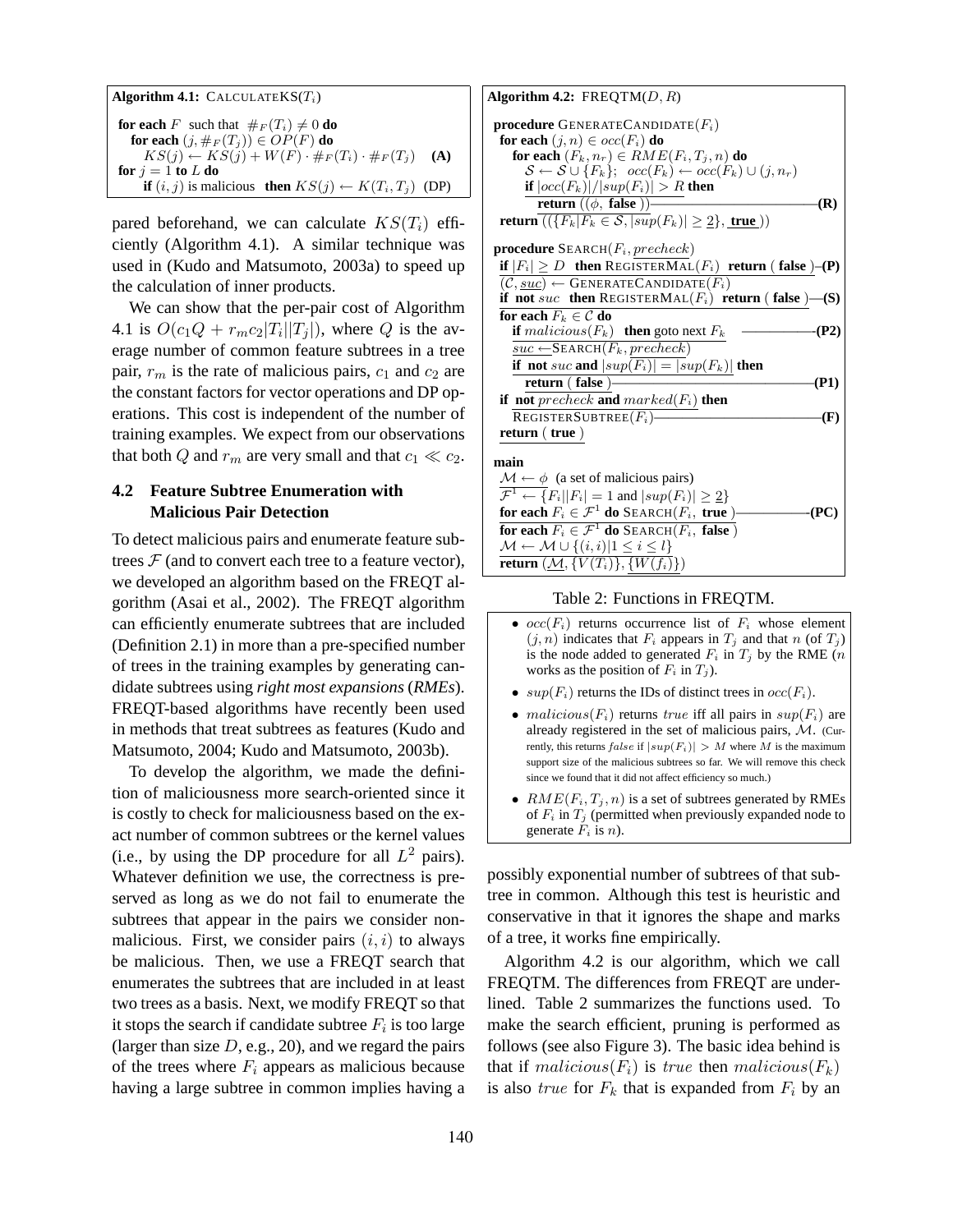**Algorithm 4.1:** CALCULATEKS($T_i$)

```
for each F  such that  #_F(T_i) ≠ 0 do
  for each (j, #_F(T_j)) ∈ OP(F) do
    KS(j) ← KS(j) + W(F) · #_F(T_i) · #_F(T_j)    (A)
for j = 1 to L do
  if (i, j) is malicious  then KS(j) ← K(T_i, T_j)  (DP)
```

pared beforehand, we can calculate $KS(T_i)$ efficiently (Algorithm 4.1). A similar technique was used in (Kudo and Matsumoto, 2003a) to speed up the calculation of inner products.

We can show that the per-pair cost of Algorithm 4.1 is $O(c_1 Q + r_m c_2 |T_i||T_j|)$, where $Q$ is the average number of common feature subtrees in a tree pair, $r_m$ is the rate of malicious pairs, $c_1$ and $c_2$ are the constant factors for vector operations and DP operations. This cost is independent of the number of training examples. We expect from our observations that both $Q$ and $r_m$ are very small and that $c_1 \ll c_2$.

## 4.2 Feature Subtree Enumeration with Malicious Pair Detection

To detect malicious pairs and enumerate feature subtrees $\mathcal{F}$ (and to convert each tree to a feature vector), we developed an algorithm based on the FREQT algorithm (Asai et al., 2002). The FREQT algorithm can efficiently enumerate subtrees that are included (Definition 2.1) in more than a pre-specified number of trees in the training examples by generating candidate subtrees using *right most expansions* (*RMEs*). FREQT-based algorithms have recently been used in methods that treat subtrees as features (Kudo and Matsumoto, 2004; Kudo and Matsumoto, 2003b).

To develop the algorithm, we made the definition of maliciousness more search-oriented since it is costly to check for maliciousness based on the exact number of common subtrees or the kernel values (i.e., by using the DP procedure for all $L^2$ pairs). Whatever definition we use, the correctness is preserved as long as we do not fail to enumerate the subtrees that appear in the pairs we consider non-malicious. First, we consider pairs $(i, i)$ to always be malicious. Then, we use a FREQT search that enumerates the subtrees that are included in at least two trees as a basis. Next, we modify FREQT so that it stops the search if candidate subtree $F_i$ is too large (larger than size $D$, e.g., 20), and we regard the pairs of the trees where $F_i$ appears as malicious because having a large subtree in common implies having a

**Algorithm 4.2:** FREQTM($D, R$)

```
procedure GENERATECANDIDATE(F_i)
  for each (j, n) ∈ occ(F_i) do
    for each (F_k, n_r) ∈ RME(F_i, T_j, n) do
      S ← S ∪ {F_k};  occ(F_k) ← occ(F_k) ∪ (j, n_r)
      if |occ(F_k)|/|sup(F_i)| > R then
        return ((φ, false))                              (R)
  return (({F_k | F_k ∈ S, |sup(F_k)| ≥ 2}, true))

procedure SEARCH(F_i, precheck)
  if |F_i| ≥ D  then REGISTERMAL(F_i)  return (false)     (P)
  (C, suc) ← GENERATECANDIDATE(F_i)
  if not suc  then REGISTERMAL(F_i)  return (false)        (S)
  for each F_k ∈ C do
    if malicious(F_k)  then goto next F_k                   (P2)
    suc ← SEARCH(F_k, precheck)
    if not suc and |sup(F_i)| = |sup(F_k)| then
      return (false)                                        (P1)
  if not precheck and marked(F_i) then
    REGISTERSUBTREE(F_i)                                    (F)
  return (true)

main
  M ← φ  (a set of malicious pairs)
  F^1 ← {F_i | |F_i| = 1 and |sup(F_i)| ≥ 2}
  for each F_i ∈ F^1 do SEARCH(F_i, true)                  (PC)
  for each F_i ∈ F^1 do SEARCH(F_i, false)
  M ← M ∪ {(i, i) | 1 ≤ i ≤ l}
  return (M, {V(T_i)}, {W(f_i)})
```

Table 2: Functions in FREQTM.

- $occ(F_i)$ returns occurrence list of $F_i$ whose element $(j, n)$ indicates that $F_i$ appears in $T_j$ and that $n$ (of $T_j$) is the node added to generated $F_i$ in $T_j$ by the RME ($n$ works as the position of $F_i$ in $T_j$).
- $sup(F_i)$ returns the IDs of distinct trees in $occ(F_i)$.
- $malicious(F_i)$ returns $true$ iff all pairs in $sup(F_i)$ are already registered in the set of malicious pairs, $\mathcal{M}$. (Currently, this returns $false$ if $|sup(F_i)| > M$ where $M$ is the maximum support size of the malicious subtrees so far. We will remove this check since we found that it did not affect efficiency so much.)
- $RME(F_i, T_j, n)$ is a set of subtrees generated by RMEs of $F_i$ in $T_j$ (permitted when previously expanded node to generate $F_i$ is $n$).

possibly exponential number of subtrees of that subtree in common. Although this test is heuristic and conservative in that it ignores the shape and marks of a tree, it works fine empirically.

Algorithm 4.2 is our algorithm, which we call FREQTM. The differences from FREQT are underlined. Table 2 summarizes the functions used. To make the search efficient, pruning is performed as follows (see also Figure 3). The basic idea behind is that if $malicious(F_i)$ is $true$ then $malicious(F_k)$ is also $true$ for $F_k$ that is expanded from $F_i$ by an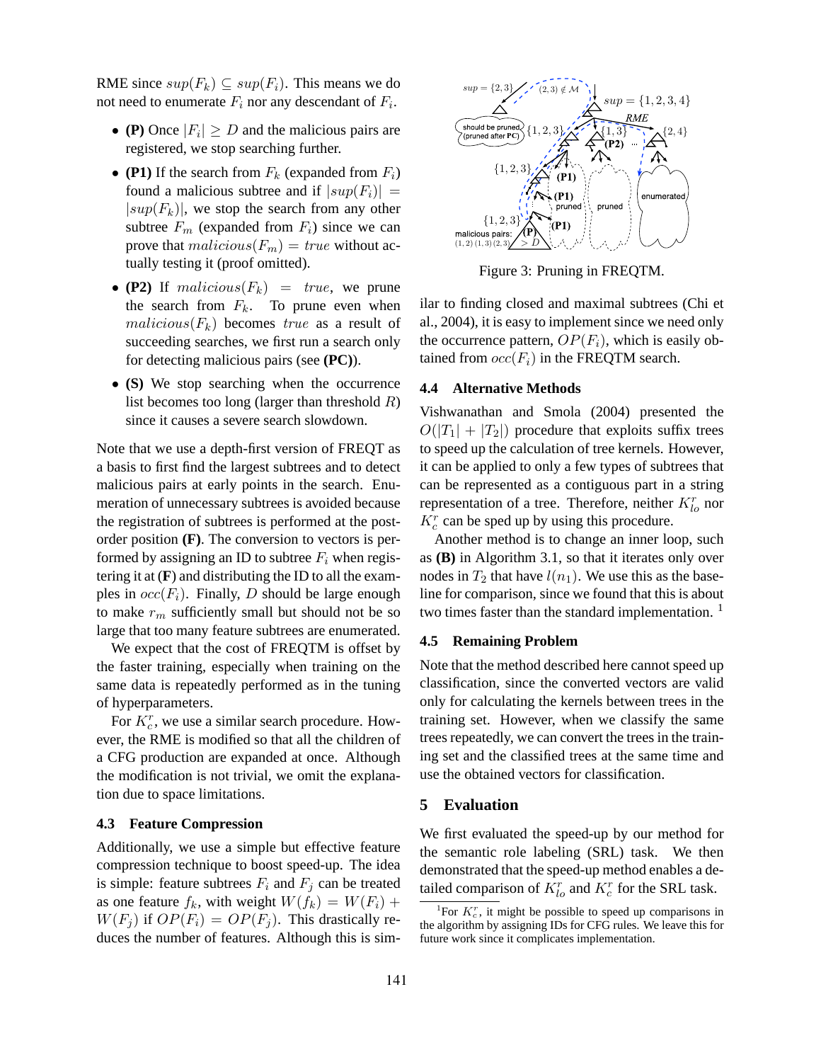RME since $sup(F_k) \subseteq sup(F_i)$. This means we do not need to enumerate $F_i$ nor any descendant of $F_i$.

- **(P)** Once $|F_i| \geq D$ and the malicious pairs are registered, we stop searching further.
- **(P1)** If the search from $F_k$ (expanded from $F_i$) found a malicious subtree and if $|sup(F_i)| = |sup(F_k)|$, we stop the search from any other subtree $F_m$ (expanded from $F_i$) since we can prove that $malicious(F_m) = true$ without actually testing it (proof omitted).
- **(P2)** If $malicious(F_k) = true$, we prune the search from $F_k$. To prune even when $malicious(F_k)$ becomes $true$ as a result of succeeding searches, we first run a search only for detecting malicious pairs (see **(PC)**).
- **(S)** We stop searching when the occurrence list becomes too long (larger than threshold $R$) since it causes a severe search slowdown.

Note that we use a depth-first version of FREQT as a basis to first find the largest subtrees and to detect malicious pairs at early points in the search. Enumeration of unnecessary subtrees is avoided because the registration of subtrees is performed at the post-order position **(F)**. The conversion to vectors is performed by assigning an ID to subtree $F_i$ when registering it at (**F**) and distributing the ID to all the examples in $occ(F_i)$. Finally, $D$ should be large enough to make $r_m$ sufficiently small but should not be so large that too many feature subtrees are enumerated.

We expect that the cost of FREQTM is offset by the faster training, especially when training on the same data is repeatedly performed as in the tuning of hyperparameters.

For $K_c^r$, we use a similar search procedure. However, the RME is modified so that all the children of a CFG production are expanded at once. Although the modification is not trivial, we omit the explanation due to space limitations.

### 4.3 Feature Compression

Additionally, we use a simple but effective feature compression technique to boost speed-up. The idea is simple: feature subtrees $F_i$ and $F_j$ can be treated as one feature $f_k$, with weight $W(f_k) = W(F_i) + W(F_j)$ if $OP(F_i) = OP(F_j)$. This drastically reduces the number of features. Although this is similar to finding closed and maximal subtrees (Chi et al., 2004), it is easy to implement since we need only the occurrence pattern, $OP(F_i)$, which is easily obtained from $occ(F_i)$ in the FREQTM search.

Figure 3: Pruning in FREQTM.

### 4.4 Alternative Methods

Vishwanathan and Smola (2004) presented the $O(|T_1| + |T_2|)$ procedure that exploits suffix trees to speed up the calculation of tree kernels. However, it can be applied to only a few types of subtrees that can be represented as a contiguous part in a string representation of a tree. Therefore, neither $K_{lo}^r$ nor $K_c^r$ can be sped up by using this procedure.

Another method is to change an inner loop, such as **(B)** in Algorithm 3.1, so that it iterates only over nodes in $T_2$ that have $l(n_1)$. We use this as the baseline for comparison, since we found that this is about two times faster than the standard implementation. [1]

### 4.5 Remaining Problem

Note that the method described here cannot speed up classification, since the converted vectors are valid only for calculating the kernels between trees in the training set. However, when we classify the same trees repeatedly, we can convert the trees in the training set and the classified trees at the same time and use the obtained vectors for classification.

## 5 Evaluation

We first evaluated the speed-up by our method for the semantic role labeling (SRL) task. We then demonstrated that the speed-up method enables a detailed comparison of $K_{lo}^r$ and $K_c^r$ for the SRL task.

[1] For $K_c^r$, it might be possible to speed up comparisons in the algorithm by assigning IDs for CFG rules. We leave this for future work since it complicates implementation.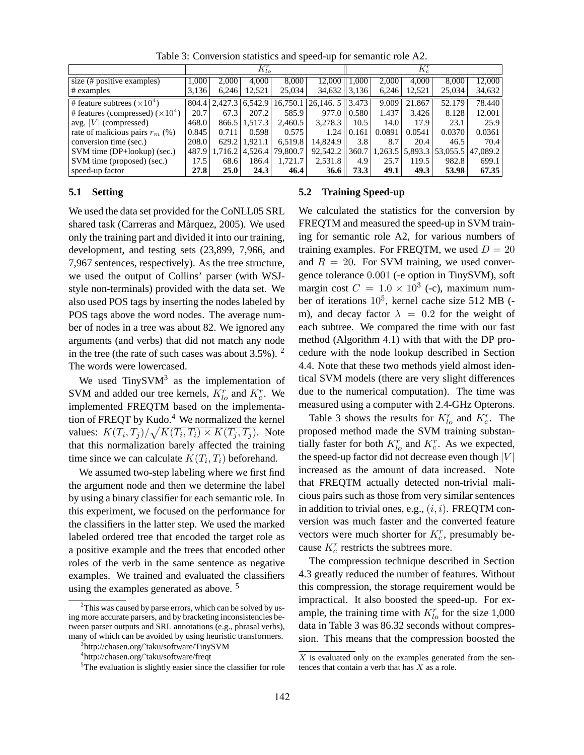Table 3: Conversion statistics and speed-up for semantic role A2.

| | $K^r_{lo}$ | | | | | $K^r_c$ | | | | |
|---|---|---|---|---|---|---|---|---|---|---|
| size (# positive examples) | 1,000 | 2,000 | 4,000 | 8,000 | 12,000 | 1,000 | 2,000 | 4,000 | 8,000 | 12,000 |
| # examples | 3,136 | 6,246 | 12,521 | 25,034 | 34,632 | 3,136 | 6,246 | 12,521 | 25,034 | 34,632 |
| # feature subtrees ($\times 10^4$) | 804.4 | 2,427.3 | 6,542.9 | 16,750.1 | 26,146. 5 | 3.473 | 9.009 | 21.867 | 52.179 | 78.440 |
| # features (compressed) ($\times 10^4$) | 20.7 | 67.3 | 207.2 | 585.9 | 977.0 | 0.580 | 1.437 | 3.426 | 8.128 | 12.001 |
| avg. $\|V\|$ (compressed) | 468.0 | 866.5 | 1,517.3 | 2,460.5 | 3,278.3 | 10.5 | 14.0 | 17.9 | 23.1 | 25.9 |
| rate of malicious pairs $r_m$ (%) | 0.845 | 0.711 | 0.598 | 0.575 | 1.24 | 0.161 | 0.0891 | 0.0541 | 0.0370 | 0.0361 |
| conversion time (sec.) | 208.0 | 629.2 | 1,921.1 | 6,519.8 | 14,824.9 | 3.8 | 8.7 | 20.4 | 46.5 | 70.4 |
| SVM time (DP+lookup) (sec.) | 487.9 | 1,716.2 | 4,526.4 | 79,800.7 | 92,542.2 | 360.7 | 1,263.5 | 5,893.3 | 53,055.5 | 47,089.2 |
| SVM time (proposed) (sec.) | 17.5 | 68.6 | 186.4 | 1,721.7 | 2,531.8 | 4.9 | 25.7 | 119.5 | 982.8 | 699.1 |
| speed-up factor | **27.8** | **25.0** | **24.3** | **46.4** | **36.6** | **73.3** | **49.1** | **49.3** | **53.98** | **67.35** |

### 5.1 Setting

We used the data set provided for the CoNLL05 SRL shared task (Carreras and Màrquez, 2005). We used only the training part and divided it into our training, development, and testing sets (23,899, 7,966, and 7,967 sentences, respectively). As the tree structure, we used the output of Collins' parser (with WSJ-style non-terminals) provided with the data set. We also used POS tags by inserting the nodes labeled by POS tags above the word nodes. The average number of nodes in a tree was about 82. We ignored any arguments (and verbs) that did not match any node in the tree (the rate of such cases was about 3.5%). [2] The words were lowercased.

We used TinySVM[3] as the implementation of SVM and added our tree kernels, $K^r_{lo}$ and $K^r_c$. We implemented FREQTM based on the implementation of FREQT by Kudo.[4] We normalized the kernel values: $K(T_i, T_j)/\sqrt{K(T_i, T_i) \times K(T_j, T_j)}$. Note that this normalization barely affected the training time since we can calculate $K(T_i, T_i)$ beforehand.

We assumed two-step labeling where we first find the argument node and then we determine the label by using a binary classifier for each semantic role. In this experiment, we focused on the performance for the classifiers in the latter step. We used the marked labeled ordered tree that encoded the target role as a positive example and the trees that encoded other roles of the verb in the same sentence as negative examples. We trained and evaluated the classifiers using the examples generated as above. [5]

### 5.2 Training Speed-up

We calculated the statistics for the conversion by FREQTM and measured the speed-up in SVM training for semantic role A2, for various numbers of training examples. For FREQTM, we used $D = 20$ and $R = 20$. For SVM training, we used convergence tolerance $0.001$ (-e option in TinySVM), soft margin cost $C = 1.0 \times 10^3$ (-c), maximum number of iterations $10^5$, kernel cache size 512 MB (-m), and decay factor $\lambda = 0.2$ for the weight of each subtree. We compared the time with our fast method (Algorithm 4.1) with that with the DP procedure with the node lookup described in Section 4.4. Note that these two methods yield almost identical SVM models (there are very slight differences due to the numerical computation). The time was measured using a computer with 2.4-GHz Opterons.

Table 3 shows the results for $K^r_{lo}$ and $K^r_c$. The proposed method made the SVM training substantially faster for both $K^r_{lo}$ and $K^r_c$. As we expected, the speed-up factor did not decrease even though $|V|$ increased as the amount of data increased. Note that FREQTM actually detected non-trivial malicious pairs such as those from very similar sentences in addition to trivial ones, e.g., $(i, i)$. FREQTM conversion was much faster and the converted feature vectors were much shorter for $K^r_c$, presumably because $K^r_c$ restricts the subtrees more.

The compression technique described in Section 4.3 greatly reduced the number of features. Without this compression, the storage requirement would be impractical. It also boosted the speed-up. For example, the training time with $K^r_{lo}$ for the size 1,000 data in Table 3 was 86.32 seconds without compression. This means that the compression boosted the

[2] This was caused by parse errors, which can be solved by using more accurate parsers, and by bracketing inconsistencies between parser outputs and SRL annotations (e.g., phrasal verbs), many of which can be avoided by using heuristic transformers.

[3] http://chasen.org/˜taku/software/TinySVM

[4] http://chasen.org/˜taku/software/freqt

[5] The evaluation is slightly easier since the classifier for role $X$ is evaluated only on the examples generated from the sentences that contain a verb that has $X$ as a role.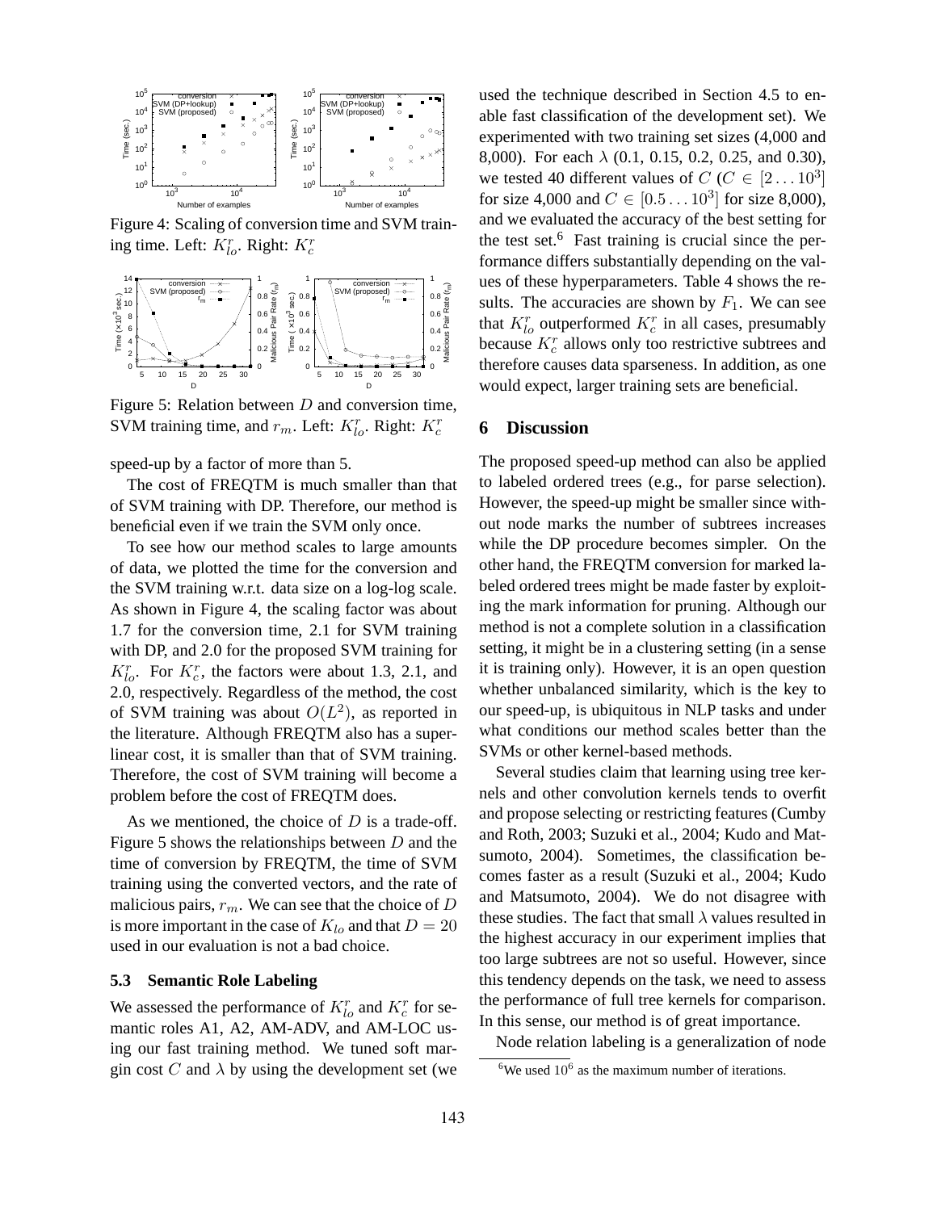Figure 4: Scaling of conversion time and SVM training time. Left: $K^r_{lo}$. Right: $K^r_c$

Figure 5: Relation between $D$ and conversion time, SVM training time, and $r_m$. Left: $K^r_{lo}$. Right: $K^r_c$

speed-up by a factor of more than 5.

The cost of FREQTM is much smaller than that of SVM training with DP. Therefore, our method is beneficial even if we train the SVM only once.

To see how our method scales to large amounts of data, we plotted the time for the conversion and the SVM training w.r.t. data size on a log-log scale. As shown in Figure 4, the scaling factor was about 1.7 for the conversion time, 2.1 for SVM training with DP, and 2.0 for the proposed SVM training for $K^r_{lo}$. For $K^r_c$, the factors were about 1.3, 2.1, and 2.0, respectively. Regardless of the method, the cost of SVM training was about $O(L^2)$, as reported in the literature. Although FREQTM also has a super-linear cost, it is smaller than that of SVM training. Therefore, the cost of SVM training will become a problem before the cost of FREQTM does.

As we mentioned, the choice of $D$ is a trade-off. Figure 5 shows the relationships between $D$ and the time of conversion by FREQTM, the time of SVM training using the converted vectors, and the rate of malicious pairs, $r_m$. We can see that the choice of $D$ is more important in the case of $K_{lo}$ and that $D = 20$ used in our evaluation is not a bad choice.

### 5.3 Semantic Role Labeling

We assessed the performance of $K^r_{lo}$ and $K^r_c$ for semantic roles A1, A2, AM-ADV, and AM-LOC using our fast training method. We tuned soft margin cost $C$ and $\lambda$ by using the development set (we used the technique described in Section 4.5 to enable fast classification of the development set). We experimented with two training set sizes (4,000 and 8,000). For each $\lambda$ (0.1, 0.15, 0.2, 0.25, and 0.30), we tested 40 different values of $C$ ($C \in [2 \ldots 10^3]$ for size 4,000 and $C \in [0.5 \ldots 10^3]$ for size 8,000), and we evaluated the accuracy of the best setting for the test set.[6] Fast training is crucial since the performance differs substantially depending on the values of these hyperparameters. Table 4 shows the results. The accuracies are shown by $F_1$. We can see that $K^r_{lo}$ outperformed $K^r_c$ in all cases, presumably because $K^r_c$ allows only too restrictive subtrees and therefore causes data sparseness. In addition, as one would expect, larger training sets are beneficial.

## 6 Discussion

The proposed speed-up method can also be applied to labeled ordered trees (e.g., for parse selection). However, the speed-up might be smaller since without node marks the number of subtrees increases while the DP procedure becomes simpler. On the other hand, the FREQTM conversion for marked labeled ordered trees might be made faster by exploiting the mark information for pruning. Although our method is not a complete solution in a classification setting, it might be in a clustering setting (in a sense it is training only). However, it is an open question whether unbalanced similarity, which is the key to our speed-up, is ubiquitous in NLP tasks and under what conditions our method scales better than the SVMs or other kernel-based methods.

Several studies claim that learning using tree kernels and other convolution kernels tends to overfit and propose selecting or restricting features (Cumby and Roth, 2003; Suzuki et al., 2004; Kudo and Matsumoto, 2004). Sometimes, the classification becomes faster as a result (Suzuki et al., 2004; Kudo and Matsumoto, 2004). We do not disagree with these studies. The fact that small $\lambda$ values resulted in the highest accuracy in our experiment implies that too large subtrees are not so useful. However, since this tendency depends on the task, we need to assess the performance of full tree kernels for comparison. In this sense, our method is of great importance.

Node relation labeling is a generalization of node

[6] We used $10^6$ as the maximum number of iterations.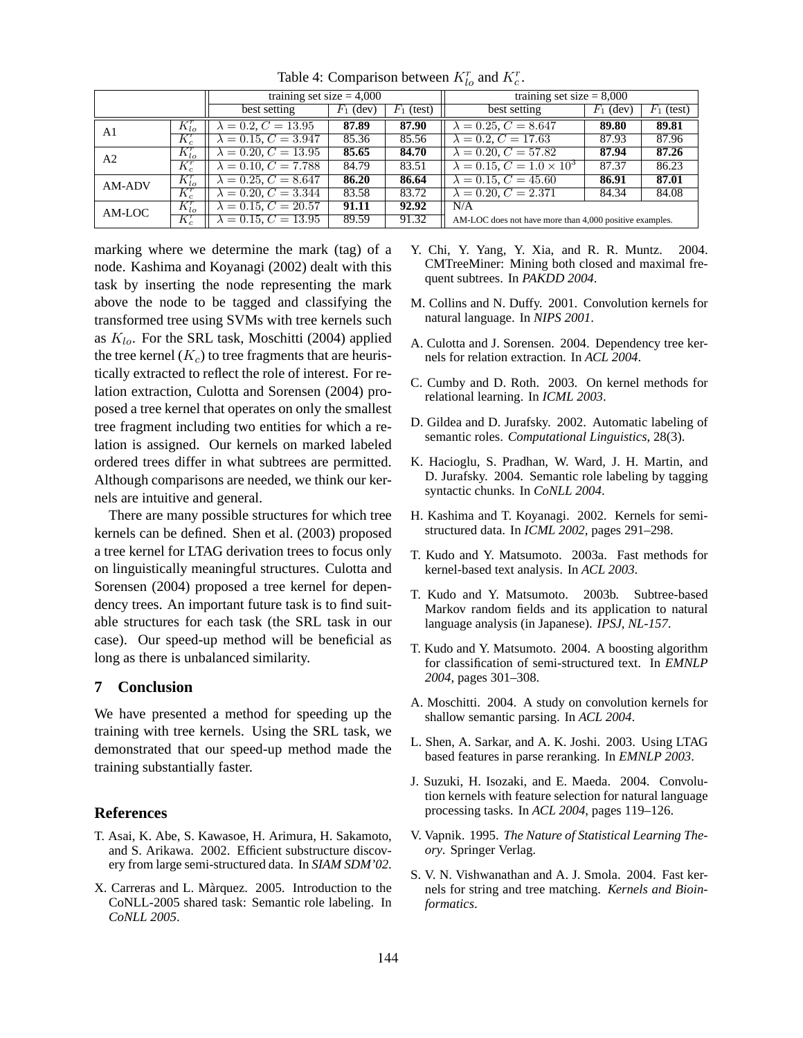Table 4: Comparison between $K^r_{lo}$ and $K^r_c$.

| | | training set size = 4,000 | | | training set size = 8,000 | | |
|---|---|---|---|---|---|---|---|
| | | best setting | $F_1$ (dev) | $F_1$ (test) | best setting | $F_1$ (dev) | $F_1$ (test) |
| A1 | $K^r_{lo}$ | $\lambda = 0.2, C = 13.95$ | **87.89** | **87.90** | $\lambda = 0.25, C = 8.647$ | **89.80** | **89.81** |
| | $K^r_c$ | $\lambda = 0.15, C = 3.947$ | 85.36 | 85.56 | $\lambda = 0.2, C = 17.63$ | 87.93 | 87.96 |
| A2 | $K^r_{lo}$ | $\lambda = 0.20, C = 13.95$ | **85.65** | **84.70** | $\lambda = 0.20, C = 57.82$ | **87.94** | **87.26** |
| | $K^r_c$ | $\lambda = 0.10, C = 7.788$ | 84.79 | 83.51 | $\lambda = 0.15, C = 1.0 \times 10^3$ | 87.37 | 86.23 |
| AM-ADV | $K^r_{lo}$ | $\lambda = 0.25, C = 8.647$ | **86.20** | **86.64** | $\lambda = 0.15, C = 45.60$ | **86.91** | **87.01** |
| | $K^r_c$ | $\lambda = 0.20, C = 3.344$ | 83.58 | 83.72 | $\lambda = 0.20, C = 2.371$ | 84.34 | 84.08 |
| AM-LOC | $K^r_{lo}$ | $\lambda = 0.15, C = 20.57$ | **91.11** | **92.92** | N/A | | |
| | $K^r_c$ | $\lambda = 0.15, C = 13.95$ | 89.59 | 91.32 | AM-LOC does not have more than 4,000 positive examples. | | |

marking where we determine the mark (tag) of a node. Kashima and Koyanagi (2002) dealt with this task by inserting the node representing the mark above the node to be tagged and classifying the transformed tree using SVMs with tree kernels such as $K_{lo}$. For the SRL task, Moschitti (2004) applied the tree kernel ($K_c$) to tree fragments that are heuristically extracted to reflect the role of interest. For relation extraction, Culotta and Sorensen (2004) proposed a tree kernel that operates on only the smallest tree fragment including two entities for which a relation is assigned. Our kernels on marked labeled ordered trees differ in what subtrees are permitted. Although comparisons are needed, we think our kernels are intuitive and general.

There are many possible structures for which tree kernels can be defined. Shen et al. (2003) proposed a tree kernel for LTAG derivation trees to focus only on linguistically meaningful structures. Culotta and Sorensen (2004) proposed a tree kernel for dependency trees. An important future task is to find suitable structures for each task (the SRL task in our case). Our speed-up method will be beneficial as long as there is unbalanced similarity.

## 7 Conclusion

We have presented a method for speeding up the training with tree kernels. Using the SRL task, we demonstrated that our speed-up method made the training substantially faster.

## References

T. Asai, K. Abe, S. Kawasoe, H. Arimura, H. Sakamoto, and S. Arikawa. 2002. Efficient substructure discovery from large semi-structured data. In *SIAM SDM'02*.

X. Carreras and L. Màrquez. 2005. Introduction to the CoNLL-2005 shared task: Semantic role labeling. In *CoNLL 2005*.

Y. Chi, Y. Yang, Y. Xia, and R. R. Muntz. 2004. CMTreeMiner: Mining both closed and maximal frequent subtrees. In *PAKDD 2004*.

M. Collins and N. Duffy. 2001. Convolution kernels for natural language. In *NIPS 2001*.

A. Culotta and J. Sorensen. 2004. Dependency tree kernels for relation extraction. In *ACL 2004*.

C. Cumby and D. Roth. 2003. On kernel methods for relational learning. In *ICML 2003*.

D. Gildea and D. Jurafsky. 2002. Automatic labeling of semantic roles. *Computational Linguistics*, 28(3).

K. Hacioglu, S. Pradhan, W. Ward, J. H. Martin, and D. Jurafsky. 2004. Semantic role labeling by tagging syntactic chunks. In *CoNLL 2004*.

H. Kashima and T. Koyanagi. 2002. Kernels for semi-structured data. In *ICML 2002*, pages 291–298.

T. Kudo and Y. Matsumoto. 2003a. Fast methods for kernel-based text analysis. In *ACL 2003*.

T. Kudo and Y. Matsumoto. 2003b. Subtree-based Markov random fields and its application to natural language analysis (in Japanese). *IPSJ, NL-157*.

T. Kudo and Y. Matsumoto. 2004. A boosting algorithm for classification of semi-structured text. In *EMNLP 2004*, pages 301–308.

A. Moschitti. 2004. A study on convolution kernels for shallow semantic parsing. In *ACL 2004*.

L. Shen, A. Sarkar, and A. K. Joshi. 2003. Using LTAG based features in parse reranking. In *EMNLP 2003*.

J. Suzuki, H. Isozaki, and E. Maeda. 2004. Convolution kernels with feature selection for natural language processing tasks. In *ACL 2004*, pages 119–126.

V. Vapnik. 1995. *The Nature of Statistical Learning Theory*. Springer Verlag.

S. V. N. Vishwanathan and A. J. Smola. 2004. Fast kernels for string and tree matching. *Kernels and Bioinformatics*.